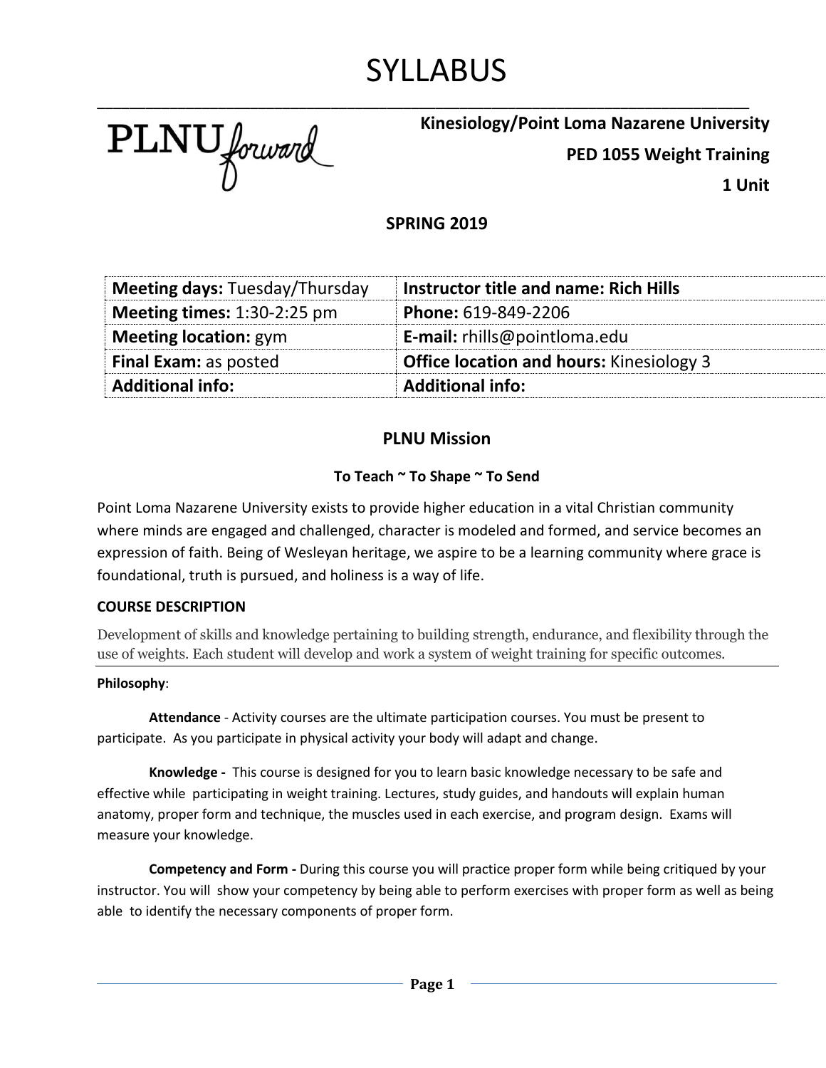# SYLLABUS

PLNU forward

**Kinesiology/Point Loma Nazarene University**

**PED 1055 Weight Training**

**1 Unit**

**SPRING 2019**

| **Meeting days:** Tuesday/Thursday | **Instructor title and name: Rich Hills** |
|---|---|
| **Meeting times:** 1:30-2:25 pm | **Phone:** 619-849-2206 |
| **Meeting location:** gym | **E-mail:** rhills@pointloma.edu |
| **Final Exam:** as posted | **Office location and hours:** Kinesiology 3 |
| **Additional info:** | **Additional info:** |

## PLNU Mission

**To Teach ~ To Shape ~ To Send**

Point Loma Nazarene University exists to provide higher education in a vital Christian community where minds are engaged and challenged, character is modeled and formed, and service becomes an expression of faith. Being of Wesleyan heritage, we aspire to be a learning community where grace is foundational, truth is pursued, and holiness is a way of life.

### COURSE DESCRIPTION

Development of skills and knowledge pertaining to building strength, endurance, and flexibility through the use of weights. Each student will develop and work a system of weight training for specific outcomes.

**Philosophy**:

**Attendance** - Activity courses are the ultimate participation courses. You must be present to participate. As you participate in physical activity your body will adapt and change.

**Knowledge -** This course is designed for you to learn basic knowledge necessary to be safe and effective while participating in weight training. Lectures, study guides, and handouts will explain human anatomy, proper form and technique, the muscles used in each exercise, and program design. Exams will measure your knowledge.

**Competency and Form -** During this course you will practice proper form while being critiqued by your instructor. You will show your competency by being able to perform exercises with proper form as well as being able to identify the necessary components of proper form.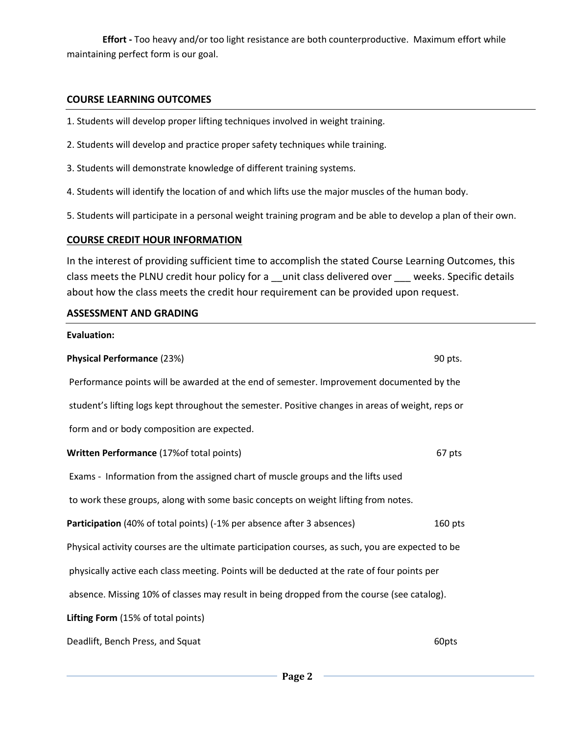**Effort -** Too heavy and/or too light resistance are both counterproductive. Maximum effort while maintaining perfect form is our goal.

## COURSE LEARNING OUTCOMES

1. Students will develop proper lifting techniques involved in weight training.
2. Students will develop and practice proper safety techniques while training.
3. Students will demonstrate knowledge of different training systems.
4. Students will identify the location of and which lifts use the major muscles of the human body.
5. Students will participate in a personal weight training program and be able to develop a plan of their own.

## COURSE CREDIT HOUR INFORMATION

In the interest of providing sufficient time to accomplish the stated Course Learning Outcomes, this class meets the PLNU credit hour policy for a __unit class delivered over ___ weeks. Specific details about how the class meets the credit hour requirement can be provided upon request.

## ASSESSMENT AND GRADING

**Evaluation:**

**Physical Performance** (23%) 90 pts.

Performance points will be awarded at the end of semester. Improvement documented by the student's lifting logs kept throughout the semester. Positive changes in areas of weight, reps or form and or body composition are expected.

**Written Performance** (17%of total points) 67 pts

Exams - Information from the assigned chart of muscle groups and the lifts used to work these groups, along with some basic concepts on weight lifting from notes.

**Participation** (40% of total points) (-1% per absence after 3 absences) 160 pts

Physical activity courses are the ultimate participation courses, as such, you are expected to be physically active each class meeting. Points will be deducted at the rate of four points per absence. Missing 10% of classes may result in being dropped from the course (see catalog).

**Lifting Form** (15% of total points)

Deadlift, Bench Press, and Squat 60pts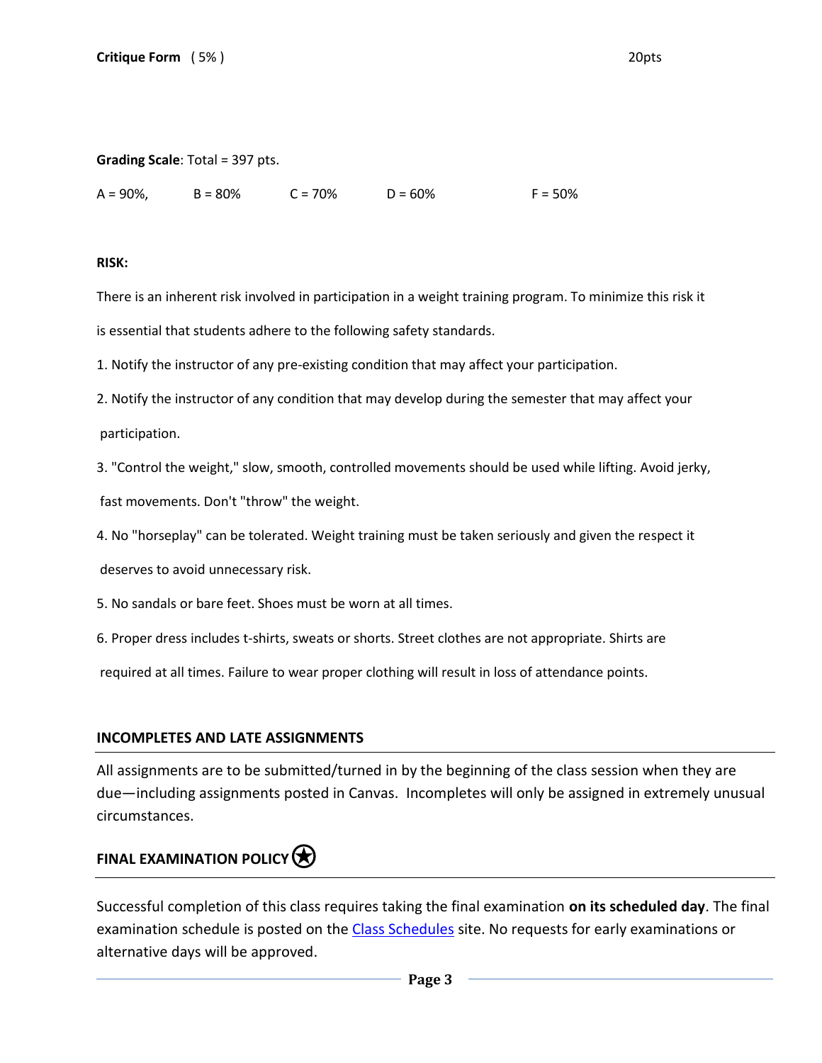**Critique Form** ( 5% ) 20pts

**Grading Scale**: Total = 397 pts.

A = 90%, B = 80% C = 70% D = 60% F = 50%

**RISK:**

There is an inherent risk involved in participation in a weight training program. To minimize this risk it is essential that students adhere to the following safety standards.

1. Notify the instructor of any pre-existing condition that may affect your participation.
2. Notify the instructor of any condition that may develop during the semester that may affect your participation.
3. "Control the weight," slow, smooth, controlled movements should be used while lifting. Avoid jerky, fast movements. Don't "throw" the weight.
4. No "horseplay" can be tolerated. Weight training must be taken seriously and given the respect it deserves to avoid unnecessary risk.
5. No sandals or bare feet. Shoes must be worn at all times.
6. Proper dress includes t-shirts, sweats or shorts. Street clothes are not appropriate. Shirts are required at all times. Failure to wear proper clothing will result in loss of attendance points.

## INCOMPLETES AND LATE ASSIGNMENTS

All assignments are to be submitted/turned in by the beginning of the class session when they are due—including assignments posted in Canvas. Incompletes will only be assigned in extremely unusual circumstances.

## FINAL EXAMINATION POLICY

Successful completion of this class requires taking the final examination **on its scheduled day**. The final examination schedule is posted on the Class Schedules site. No requests for early examinations or alternative days will be approved.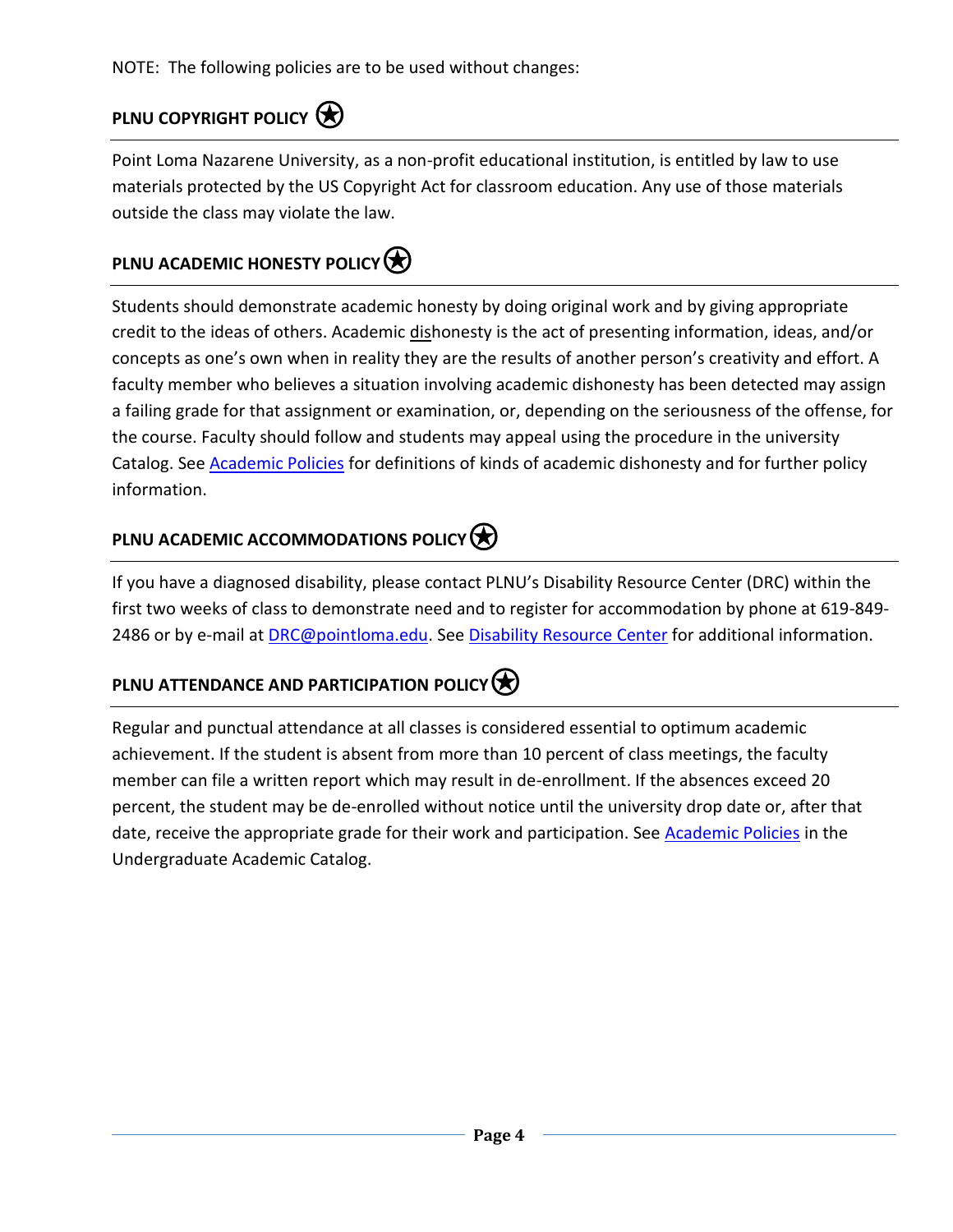NOTE: The following policies are to be used without changes:

## PLNU COPYRIGHT POLICY

Point Loma Nazarene University, as a non-profit educational institution, is entitled by law to use materials protected by the US Copyright Act for classroom education. Any use of those materials outside the class may violate the law.

## PLNU ACADEMIC HONESTY POLICY

Students should demonstrate academic honesty by doing original work and by giving appropriate credit to the ideas of others. Academic dishonesty is the act of presenting information, ideas, and/or concepts as one's own when in reality they are the results of another person's creativity and effort. A faculty member who believes a situation involving academic dishonesty has been detected may assign a failing grade for that assignment or examination, or, depending on the seriousness of the offense, for the course. Faculty should follow and students may appeal using the procedure in the university Catalog. See Academic Policies for definitions of kinds of academic dishonesty and for further policy information.

## PLNU ACADEMIC ACCOMMODATIONS POLICY

If you have a diagnosed disability, please contact PLNU's Disability Resource Center (DRC) within the first two weeks of class to demonstrate need and to register for accommodation by phone at 619-849-2486 or by e-mail at DRC@pointloma.edu. See Disability Resource Center for additional information.

## PLNU ATTENDANCE AND PARTICIPATION POLICY

Regular and punctual attendance at all classes is considered essential to optimum academic achievement. If the student is absent from more than 10 percent of class meetings, the faculty member can file a written report which may result in de-enrollment. If the absences exceed 20 percent, the student may be de-enrolled without notice until the university drop date or, after that date, receive the appropriate grade for their work and participation. See Academic Policies in the Undergraduate Academic Catalog.